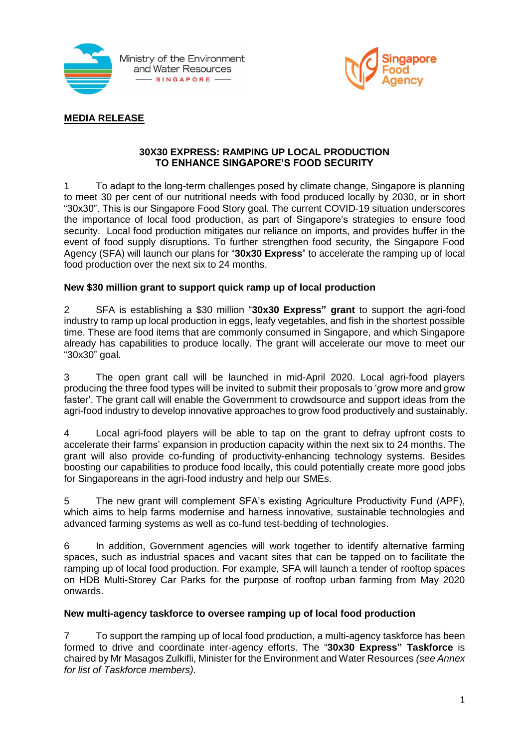Ministry of the Environment and Water Resources SINGAPORE

Singapore Food Agency

**MEDIA RELEASE**

# 30X30 EXPRESS: RAMPING UP LOCAL PRODUCTION TO ENHANCE SINGAPORE'S FOOD SECURITY

1 To adapt to the long-term challenges posed by climate change, Singapore is planning to meet 30 per cent of our nutritional needs with food produced locally by 2030, or in short "30x30". This is our Singapore Food Story goal. The current COVID-19 situation underscores the importance of local food production, as part of Singapore's strategies to ensure food security. Local food production mitigates our reliance on imports, and provides buffer in the event of food supply disruptions. To further strengthen food security, the Singapore Food Agency (SFA) will launch our plans for "**30x30 Express**" to accelerate the ramping up of local food production over the next six to 24 months.

## New $30 million grant to support quick ramp up of local production

2 SFA is establishing a $30 million "**30x30 Express" grant** to support the agri-food industry to ramp up local production in eggs, leafy vegetables, and fish in the shortest possible time. These are food items that are commonly consumed in Singapore, and which Singapore already has capabilities to produce locally. The grant will accelerate our move to meet our "30x30" goal.

3 The open grant call will be launched in mid-April 2020. Local agri-food players producing the three food types will be invited to submit their proposals to 'grow more and grow faster'. The grant call will enable the Government to crowdsource and support ideas from the agri-food industry to develop innovative approaches to grow food productively and sustainably.

4 Local agri-food players will be able to tap on the grant to defray upfront costs to accelerate their farms' expansion in production capacity within the next six to 24 months. The grant will also provide co-funding of productivity-enhancing technology systems. Besides boosting our capabilities to produce food locally, this could potentially create more good jobs for Singaporeans in the agri-food industry and help our SMEs.

5 The new grant will complement SFA's existing Agriculture Productivity Fund (APF), which aims to help farms modernise and harness innovative, sustainable technologies and advanced farming systems as well as co-fund test-bedding of technologies.

6 In addition, Government agencies will work together to identify alternative farming spaces, such as industrial spaces and vacant sites that can be tapped on to facilitate the ramping up of local food production. For example, SFA will launch a tender of rooftop spaces on HDB Multi-Storey Car Parks for the purpose of rooftop urban farming from May 2020 onwards.

## New multi-agency taskforce to oversee ramping up of local food production

7 To support the ramping up of local food production, a multi-agency taskforce has been formed to drive and coordinate inter-agency efforts. The "**30x30 Express" Taskforce** is chaired by Mr Masagos Zulkifli, Minister for the Environment and Water Resources *(see Annex for list of Taskforce members)*.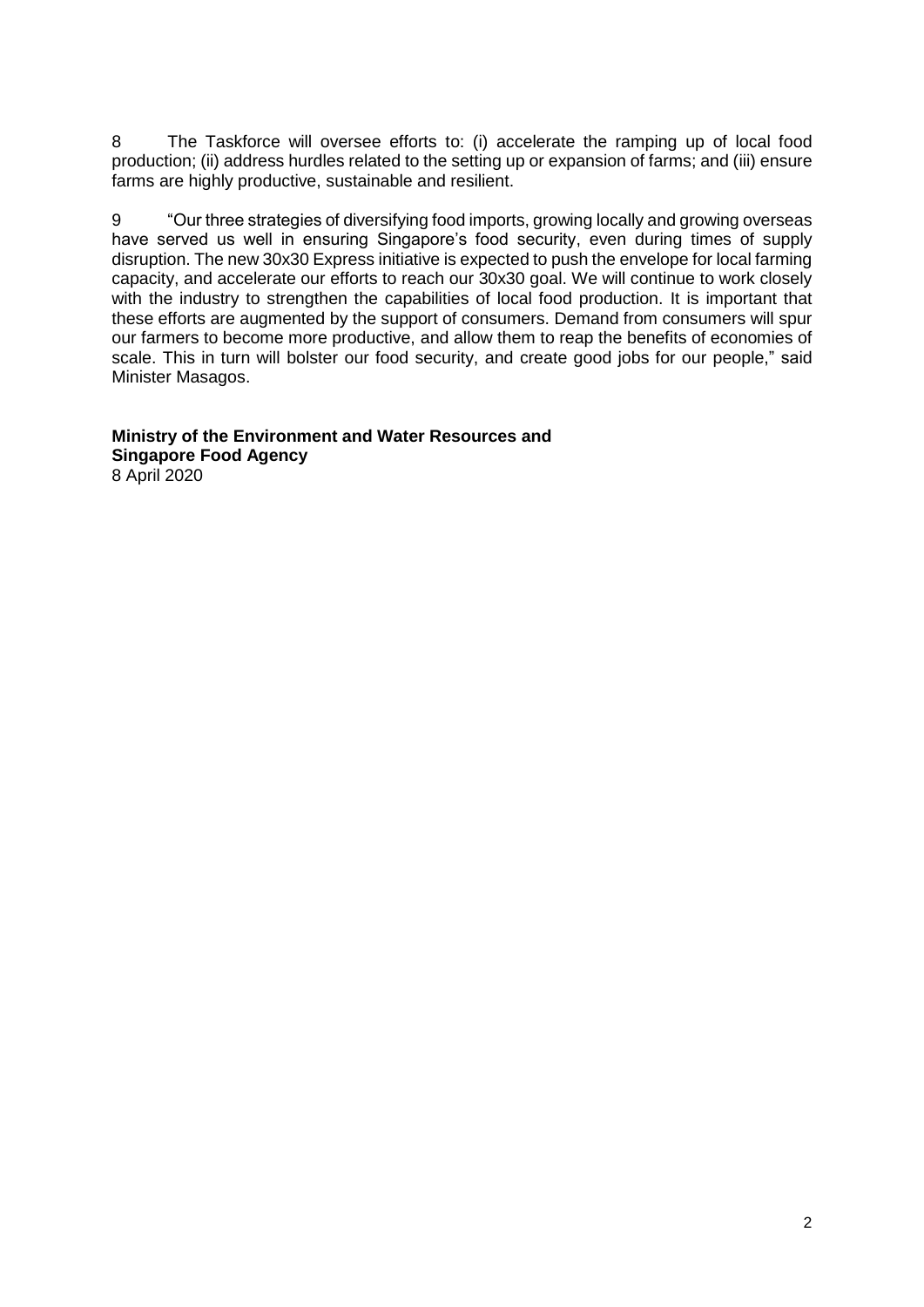8 The Taskforce will oversee efforts to: (i) accelerate the ramping up of local food production; (ii) address hurdles related to the setting up or expansion of farms; and (iii) ensure farms are highly productive, sustainable and resilient.

9 "Our three strategies of diversifying food imports, growing locally and growing overseas have served us well in ensuring Singapore's food security, even during times of supply disruption. The new 30x30 Express initiative is expected to push the envelope for local farming capacity, and accelerate our efforts to reach our 30x30 goal. We will continue to work closely with the industry to strengthen the capabilities of local food production. It is important that these efforts are augmented by the support of consumers. Demand from consumers will spur our farmers to become more productive, and allow them to reap the benefits of economies of scale. This in turn will bolster our food security, and create good jobs for our people," said Minister Masagos.

**Ministry of the Environment and Water Resources and**
**Singapore Food Agency**
8 April 2020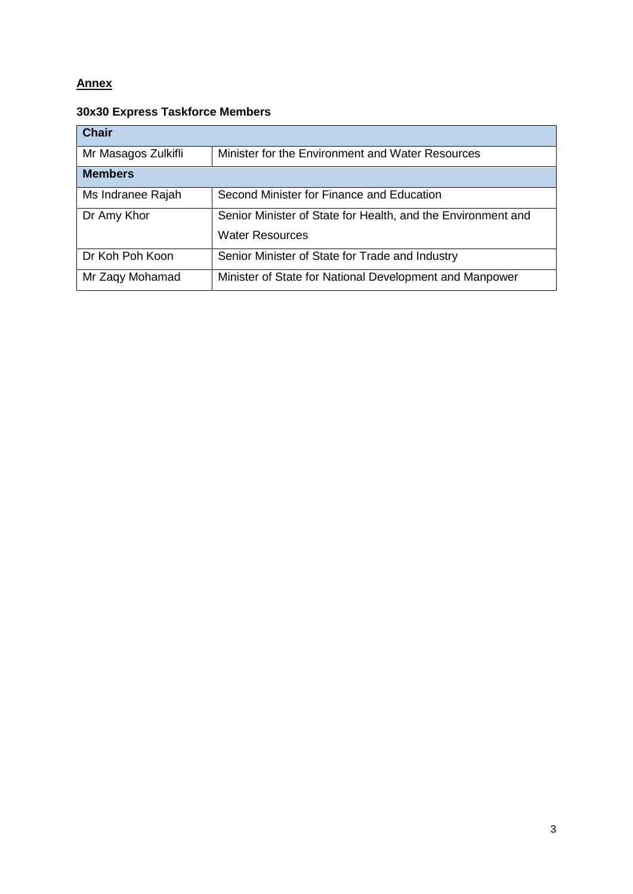**Annex**

**30x30 Express Taskforce Members**

| | |
|---|---|
| **Chair** | |
| Mr Masagos Zulkifli | Minister for the Environment and Water Resources |
| **Members** | |
| Ms Indranee Rajah | Second Minister for Finance and Education |
| Dr Amy Khor | Senior Minister of State for Health, and the Environment and Water Resources |
| Dr Koh Poh Koon | Senior Minister of State for Trade and Industry |
| Mr Zaqy Mohamad | Minister of State for National Development and Manpower |